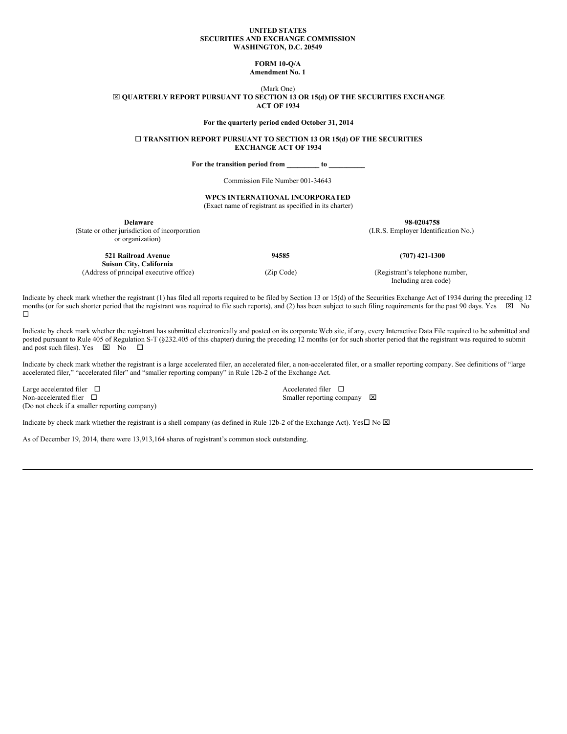**UNITED STATES**
**SECURITIES AND EXCHANGE COMMISSION**
**WASHINGTON, D.C. 20549**

**FORM 10-Q/A**
**Amendment No. 1**

(Mark One)

☒ **QUARTERLY REPORT PURSUANT TO SECTION 13 OR 15(d) OF THE SECURITIES EXCHANGE ACT OF 1934**

**For the quarterly period ended October 31, 2014**

☐ **TRANSITION REPORT PURSUANT TO SECTION 13 OR 15(d) OF THE SECURITIES EXCHANGE ACT OF 1934**

**For the transition period from \_\_\_\_\_\_\_\_\_ to \_\_\_\_\_\_\_\_\_\_**

Commission File Number 001-34643

**WPCS INTERNATIONAL INCORPORATED**
(Exact name of registrant as specified in its charter)

| **Delaware** | | **98-0204758** |
|---|---|---|
| (State or other jurisdiction of incorporation or organization) | | (I.R.S. Employer Identification No.) |
| **521 Railroad Avenue Suisun City, California** | **94585** | **(707) 421-1300** |
| (Address of principal executive office) | (Zip Code) | (Registrant's telephone number, Including area code) |

Indicate by check mark whether the registrant (1) has filed all reports required to be filed by Section 13 or 15(d) of the Securities Exchange Act of 1934 during the preceding 12 months (or for such shorter period that the registrant was required to file such reports), and (2) has been subject to such filing requirements for the past 90 days. Yes ☒ No ☐

Indicate by check mark whether the registrant has submitted electronically and posted on its corporate Web site, if any, every Interactive Data File required to be submitted and posted pursuant to Rule 405 of Regulation S-T (§232.405 of this chapter) during the preceding 12 months (or for such shorter period that the registrant was required to submit and post such files). Yes ☒ No ☐

Indicate by check mark whether the registrant is a large accelerated filer, an accelerated filer, a non-accelerated filer, or a smaller reporting company. See definitions of "large accelerated filer," "accelerated filer" and "smaller reporting company" in Rule 12b-2 of the Exchange Act.

| | |
|---|---|
| Large accelerated filer ☐ | Accelerated filer ☐ |
| Non-accelerated filer ☐ (Do not check if a smaller reporting company) | Smaller reporting company ☒ |

Indicate by check mark whether the registrant is a shell company (as defined in Rule 12b-2 of the Exchange Act). Yes☐ No ☒

As of December 19, 2014, there were 13,913,164 shares of registrant's common stock outstanding.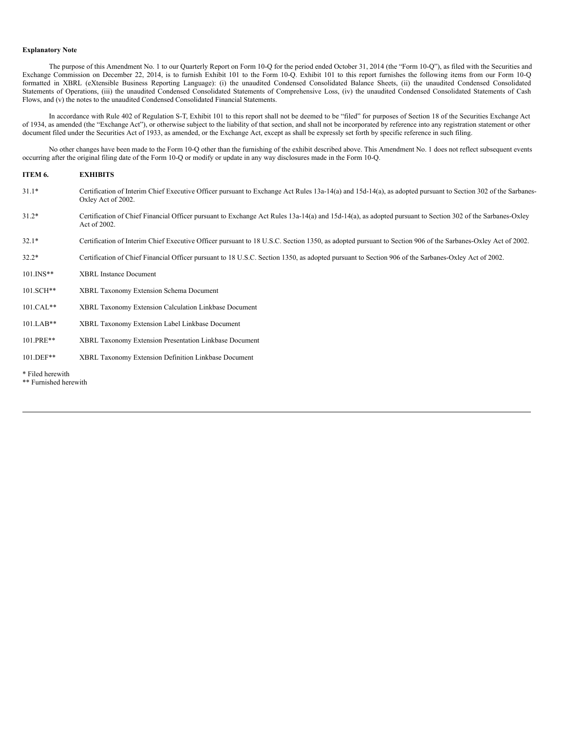**Explanatory Note**

The purpose of this Amendment No. 1 to our Quarterly Report on Form 10-Q for the period ended October 31, 2014 (the "Form 10-Q"), as filed with the Securities and Exchange Commission on December 22, 2014, is to furnish Exhibit 101 to the Form 10-Q. Exhibit 101 to this report furnishes the following items from our Form 10-Q formatted in XBRL (eXtensible Business Reporting Language): (i) the unaudited Condensed Consolidated Balance Sheets, (ii) the unaudited Condensed Consolidated Statements of Operations, (iii) the unaudited Condensed Consolidated Statements of Comprehensive Loss, (iv) the unaudited Condensed Consolidated Statements of Cash Flows, and (v) the notes to the unaudited Condensed Consolidated Financial Statements.

In accordance with Rule 402 of Regulation S-T, Exhibit 101 to this report shall not be deemed to be "filed" for purposes of Section 18 of the Securities Exchange Act of 1934, as amended (the "Exchange Act"), or otherwise subject to the liability of that section, and shall not be incorporated by reference into any registration statement or other document filed under the Securities Act of 1933, as amended, or the Exchange Act, except as shall be expressly set forth by specific reference in such filing.

No other changes have been made to the Form 10-Q other than the furnishing of the exhibit described above. This Amendment No. 1 does not reflect subsequent events occurring after the original filing date of the Form 10-Q or modify or update in any way disclosures made in the Form 10-Q.

| **ITEM 6.** | **EXHIBITS** |
|---|---|
| 31.1* | Certification of Interim Chief Executive Officer pursuant to Exchange Act Rules 13a-14(a) and 15d-14(a), as adopted pursuant to Section 302 of the Sarbanes-Oxley Act of 2002. |
| 31.2* | Certification of Chief Financial Officer pursuant to Exchange Act Rules 13a-14(a) and 15d-14(a), as adopted pursuant to Section 302 of the Sarbanes-Oxley Act of 2002. |
| 32.1* | Certification of Interim Chief Executive Officer pursuant to 18 U.S.C. Section 1350, as adopted pursuant to Section 906 of the Sarbanes-Oxley Act of 2002. |
| 32.2* | Certification of Chief Financial Officer pursuant to 18 U.S.C. Section 1350, as adopted pursuant to Section 906 of the Sarbanes-Oxley Act of 2002. |
| 101.INS** | XBRL Instance Document |
| 101.SCH** | XBRL Taxonomy Extension Schema Document |
| 101.CAL** | XBRL Taxonomy Extension Calculation Linkbase Document |
| 101.LAB** | XBRL Taxonomy Extension Label Linkbase Document |
| 101.PRE** | XBRL Taxonomy Extension Presentation Linkbase Document |
| 101.DEF** | XBRL Taxonomy Extension Definition Linkbase Document |

\* Filed herewith
** Furnished herewith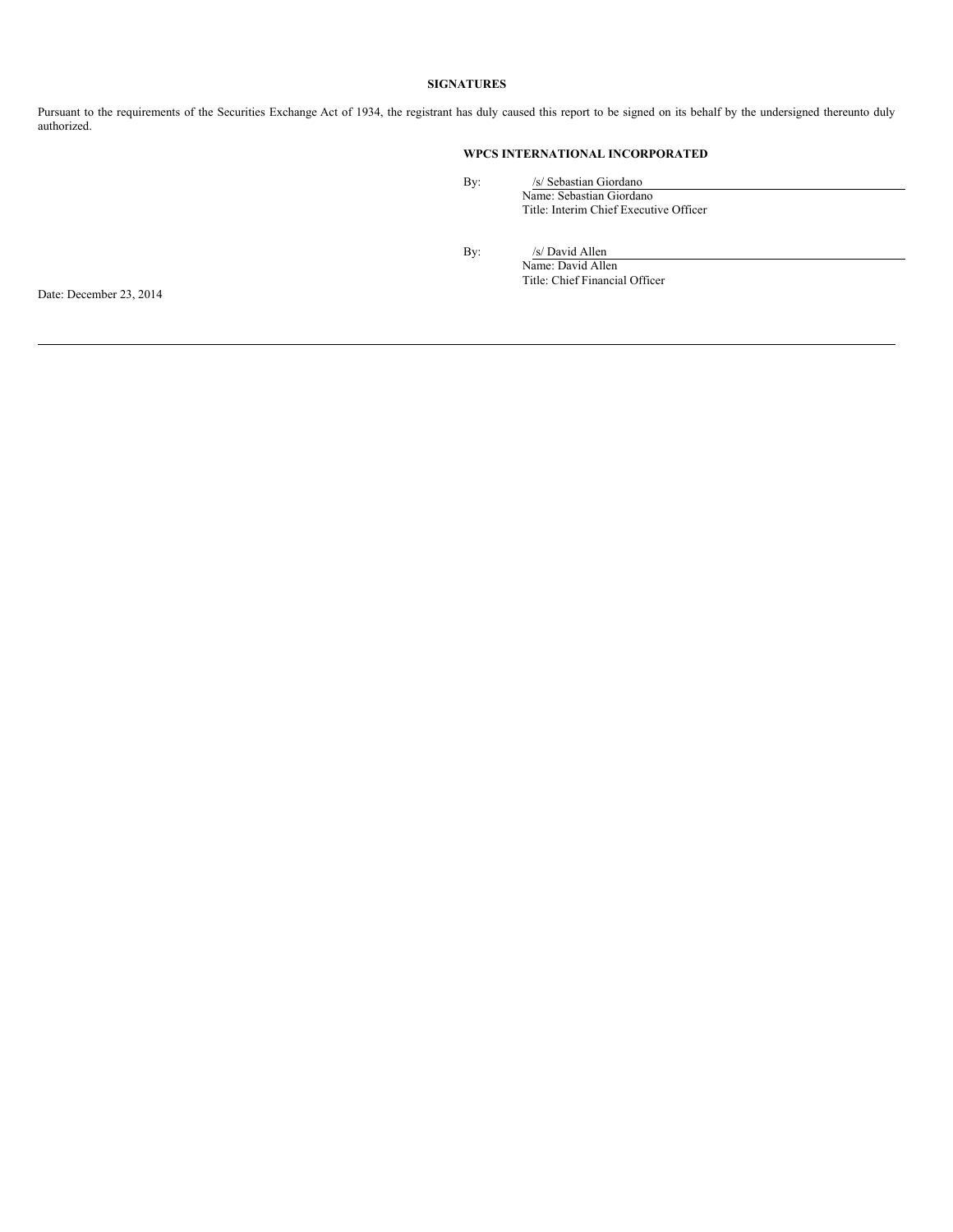**SIGNATURES**

Pursuant to the requirements of the Securities Exchange Act of 1934, the registrant has duly caused this report to be signed on its behalf by the undersigned thereunto duly authorized.

**WPCS INTERNATIONAL INCORPORATED**

By: /s/ Sebastian Giordano
Name: Sebastian Giordano
Title: Interim Chief Executive Officer

By: /s/ David Allen
Name: David Allen
Title: Chief Financial Officer

Date: December 23, 2014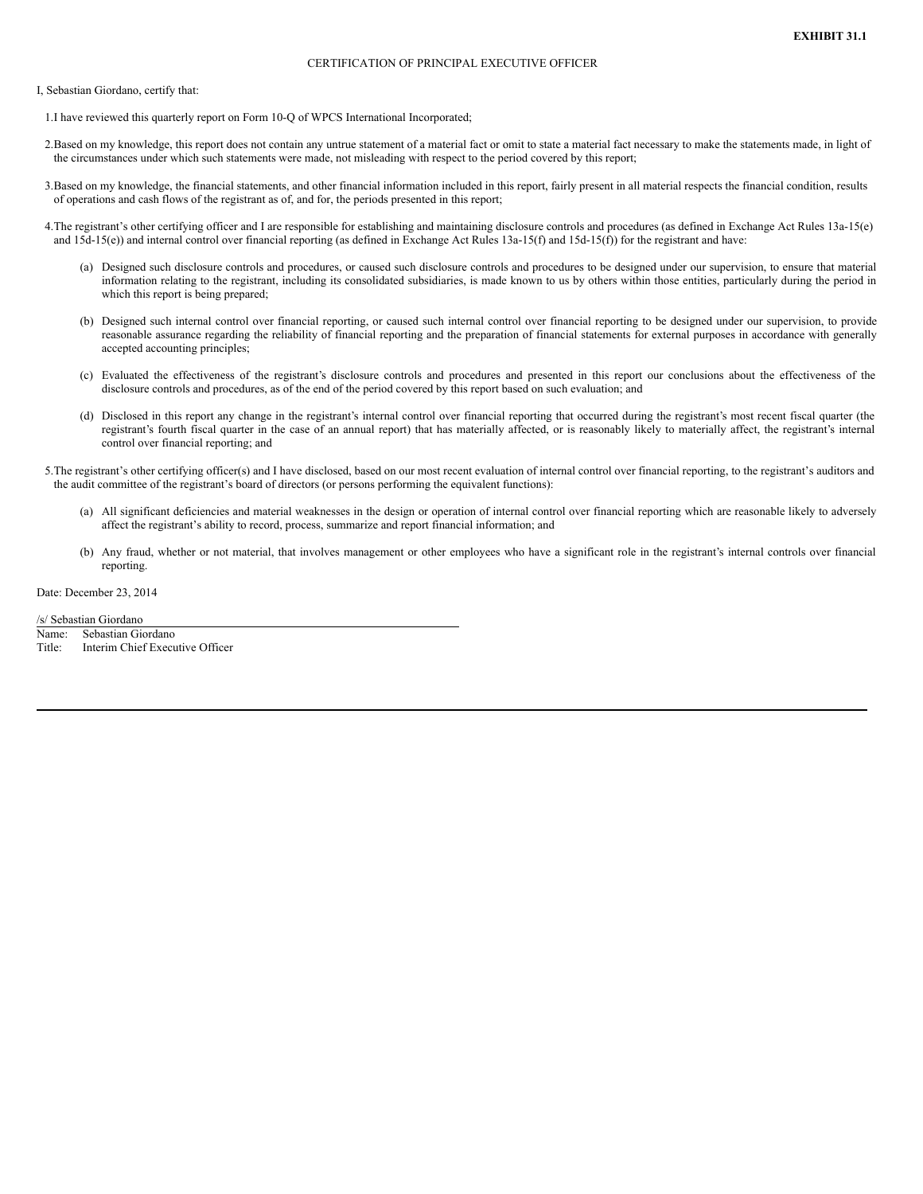**EXHIBIT 31.1**

CERTIFICATION OF PRINCIPAL EXECUTIVE OFFICER

I, Sebastian Giordano, certify that:

1. I have reviewed this quarterly report on Form 10-Q of WPCS International Incorporated;

2. Based on my knowledge, this report does not contain any untrue statement of a material fact or omit to state a material fact necessary to make the statements made, in light of the circumstances under which such statements were made, not misleading with respect to the period covered by this report;

3. Based on my knowledge, the financial statements, and other financial information included in this report, fairly present in all material respects the financial condition, results of operations and cash flows of the registrant as of, and for, the periods presented in this report;

4. The registrant's other certifying officer and I are responsible for establishing and maintaining disclosure controls and procedures (as defined in Exchange Act Rules 13a-15(e) and 15d-15(e)) and internal control over financial reporting (as defined in Exchange Act Rules 13a-15(f) and 15d-15(f)) for the registrant and have:

   (a) Designed such disclosure controls and procedures, or caused such disclosure controls and procedures to be designed under our supervision, to ensure that material information relating to the registrant, including its consolidated subsidiaries, is made known to us by others within those entities, particularly during the period in which this report is being prepared;

   (b) Designed such internal control over financial reporting, or caused such internal control over financial reporting to be designed under our supervision, to provide reasonable assurance regarding the reliability of financial reporting and the preparation of financial statements for external purposes in accordance with generally accepted accounting principles;

   (c) Evaluated the effectiveness of the registrant's disclosure controls and procedures and presented in this report our conclusions about the effectiveness of the disclosure controls and procedures, as of the end of the period covered by this report based on such evaluation; and

   (d) Disclosed in this report any change in the registrant's internal control over financial reporting that occurred during the registrant's most recent fiscal quarter (the registrant's fourth fiscal quarter in the case of an annual report) that has materially affected, or is reasonably likely to materially affect, the registrant's internal control over financial reporting; and

5. The registrant's other certifying officer(s) and I have disclosed, based on our most recent evaluation of internal control over financial reporting, to the registrant's auditors and the audit committee of the registrant's board of directors (or persons performing the equivalent functions):

   (a) All significant deficiencies and material weaknesses in the design or operation of internal control over financial reporting which are reasonable likely to adversely affect the registrant's ability to record, process, summarize and report financial information; and

   (b) Any fraud, whether or not material, that involves management or other employees who have a significant role in the registrant's internal controls over financial reporting.

Date: December 23, 2014

/s/ Sebastian Giordano
Name: Sebastian Giordano
Title: Interim Chief Executive Officer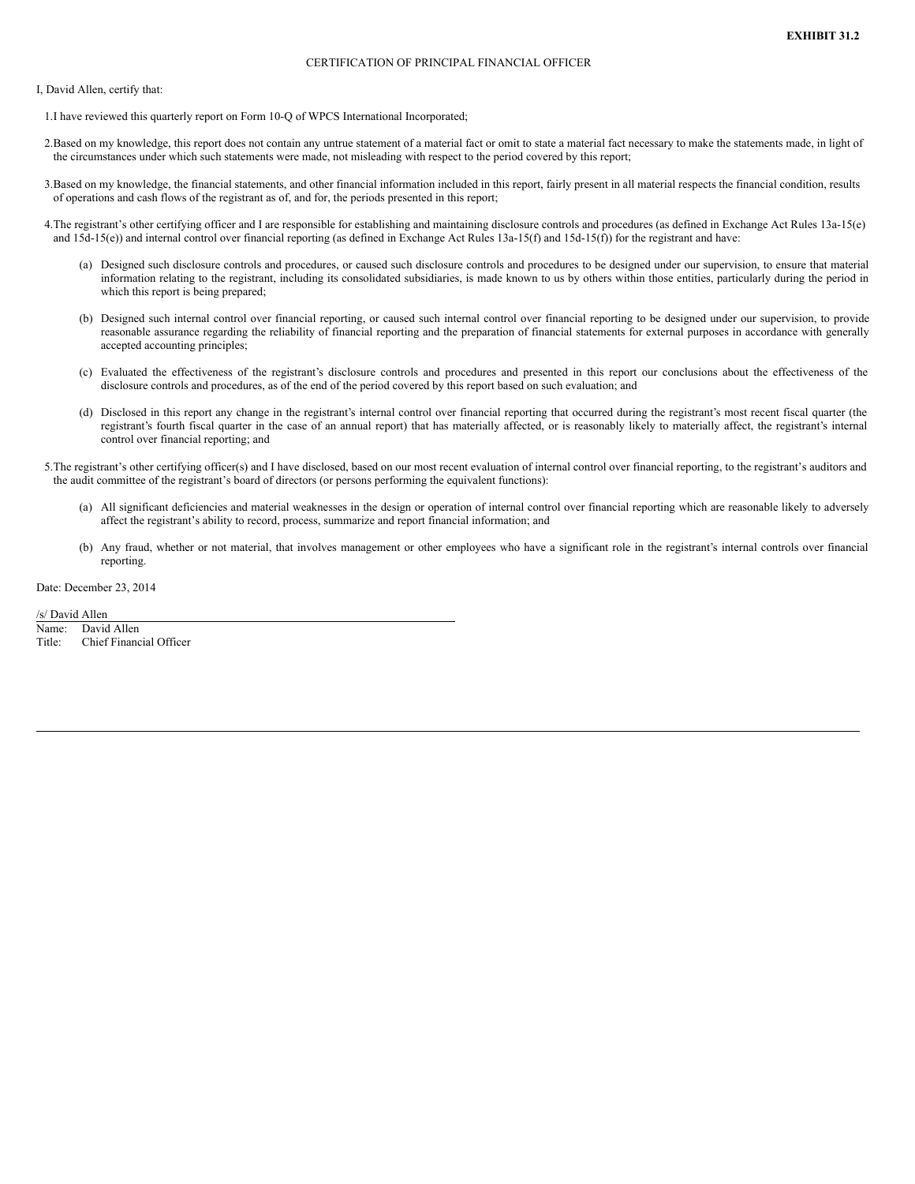**EXHIBIT 31.2**

CERTIFICATION OF PRINCIPAL FINANCIAL OFFICER

I, David Allen, certify that:

1. I have reviewed this quarterly report on Form 10-Q of WPCS International Incorporated;

2. Based on my knowledge, this report does not contain any untrue statement of a material fact or omit to state a material fact necessary to make the statements made, in light of the circumstances under which such statements were made, not misleading with respect to the period covered by this report;

3. Based on my knowledge, the financial statements, and other financial information included in this report, fairly present in all material respects the financial condition, results of operations and cash flows of the registrant as of, and for, the periods presented in this report;

4. The registrant's other certifying officer and I are responsible for establishing and maintaining disclosure controls and procedures (as defined in Exchange Act Rules 13a-15(e) and 15d-15(e)) and internal control over financial reporting (as defined in Exchange Act Rules 13a-15(f) and 15d-15(f)) for the registrant and have:

   (a) Designed such disclosure controls and procedures, or caused such disclosure controls and procedures to be designed under our supervision, to ensure that material information relating to the registrant, including its consolidated subsidiaries, is made known to us by others within those entities, particularly during the period in which this report is being prepared;

   (b) Designed such internal control over financial reporting, or caused such internal control over financial reporting to be designed under our supervision, to provide reasonable assurance regarding the reliability of financial reporting and the preparation of financial statements for external purposes in accordance with generally accepted accounting principles;

   (c) Evaluated the effectiveness of the registrant's disclosure controls and procedures and presented in this report our conclusions about the effectiveness of the disclosure controls and procedures, as of the end of the period covered by this report based on such evaluation; and

   (d) Disclosed in this report any change in the registrant's internal control over financial reporting that occurred during the registrant's most recent fiscal quarter (the registrant's fourth fiscal quarter in the case of an annual report) that has materially affected, or is reasonably likely to materially affect, the registrant's internal control over financial reporting; and

5. The registrant's other certifying officer(s) and I have disclosed, based on our most recent evaluation of internal control over financial reporting, to the registrant's auditors and the audit committee of the registrant's board of directors (or persons performing the equivalent functions):

   (a) All significant deficiencies and material weaknesses in the design or operation of internal control over financial reporting which are reasonable likely to adversely affect the registrant's ability to record, process, summarize and report financial information; and

   (b) Any fraud, whether or not material, that involves management or other employees who have a significant role in the registrant's internal controls over financial reporting.

Date: December 23, 2014

/s/ David Allen

Name: David Allen

Title: Chief Financial Officer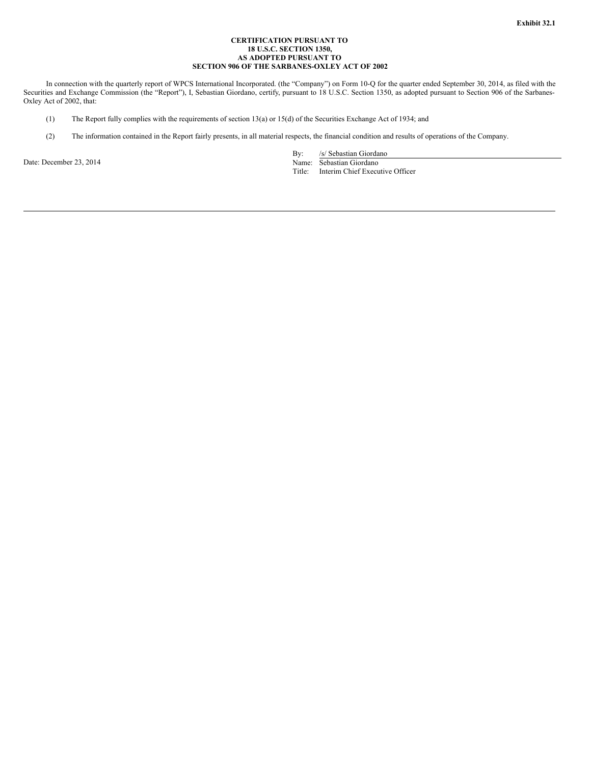**Exhibit 32.1**

**CERTIFICATION PURSUANT TO
18 U.S.C. SECTION 1350,
AS ADOPTED PURSUANT TO
SECTION 906 OF THE SARBANES-OXLEY ACT OF 2002**

In connection with the quarterly report of WPCS International Incorporated. (the "Company") on Form 10-Q for the quarter ended September 30, 2014, as filed with the Securities and Exchange Commission (the "Report"), I, Sebastian Giordano, certify, pursuant to 18 U.S.C. Section 1350, as adopted pursuant to Section 906 of the Sarbanes-Oxley Act of 2002, that:

(1) The Report fully complies with the requirements of section 13(a) or 15(d) of the Securities Exchange Act of 1934; and

(2) The information contained in the Report fairly presents, in all material respects, the financial condition and results of operations of the Company.

Date: December 23, 2014

By: /s/ Sebastian Giordano
Name: Sebastian Giordano
Title: Interim Chief Executive Officer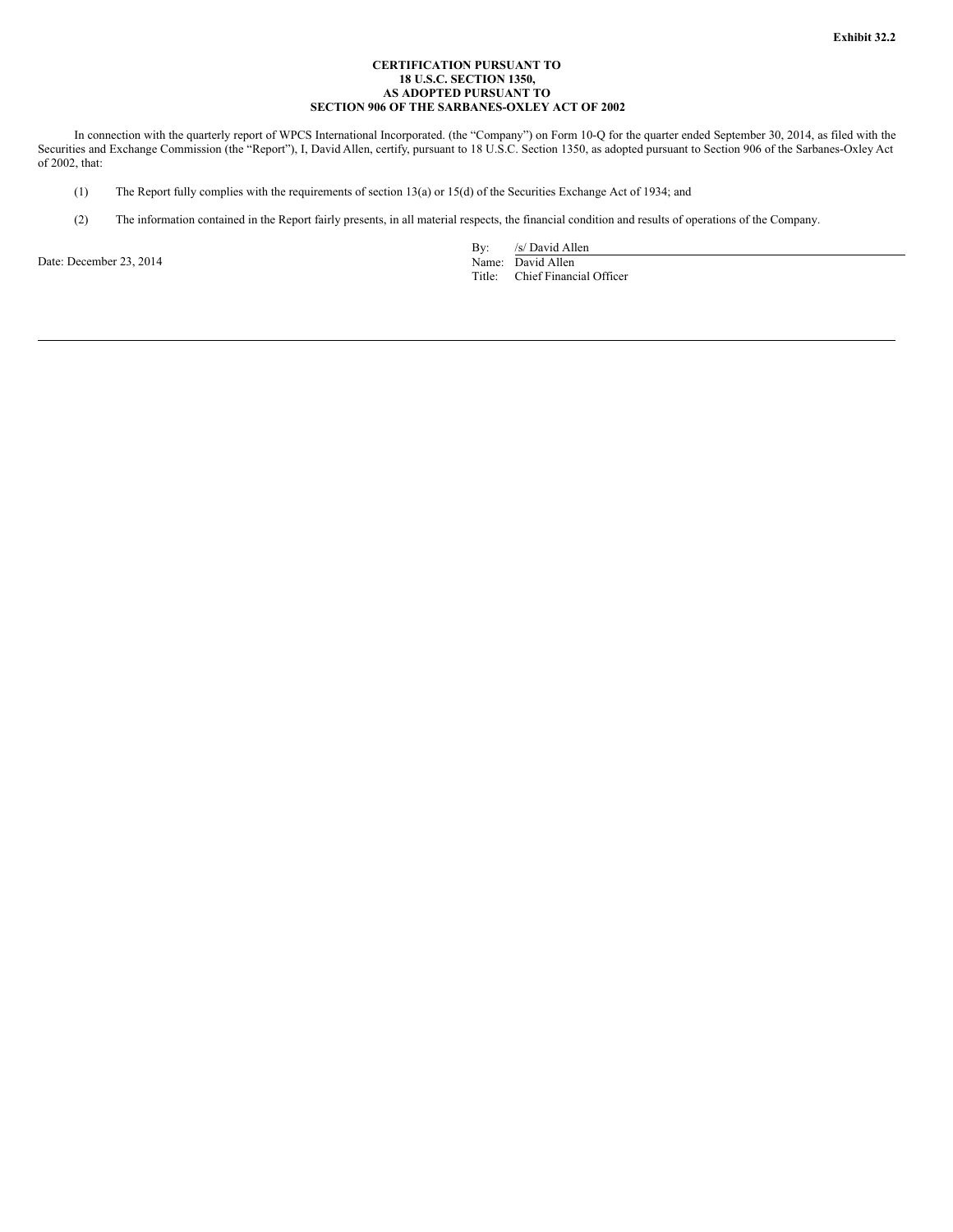**Exhibit 32.2**

**CERTIFICATION PURSUANT TO**
**18 U.S.C. SECTION 1350,**
**AS ADOPTED PURSUANT TO**
**SECTION 906 OF THE SARBANES-OXLEY ACT OF 2002**

In connection with the quarterly report of WPCS International Incorporated. (the "Company") on Form 10-Q for the quarter ended September 30, 2014, as filed with the Securities and Exchange Commission (the "Report"), I, David Allen, certify, pursuant to 18 U.S.C. Section 1350, as adopted pursuant to Section 906 of the Sarbanes-Oxley Act of 2002, that:

(1) The Report fully complies with the requirements of section 13(a) or 15(d) of the Securities Exchange Act of 1934; and

(2) The information contained in the Report fairly presents, in all material respects, the financial condition and results of operations of the Company.

Date: December 23, 2014

By: /s/ David Allen
Name: David Allen
Title: Chief Financial Officer